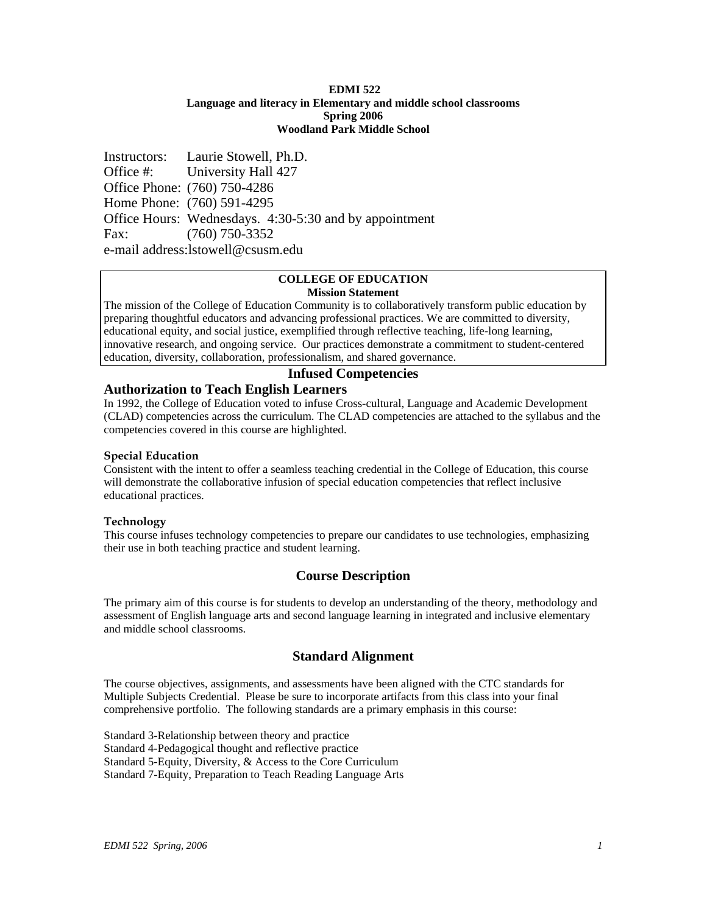**EDMI 522**
**Language and literacy in Elementary and middle school classrooms**
**Spring 2006**
**Woodland Park Middle School**

Instructors: Laurie Stowell, Ph.D.
Office #: University Hall 427
Office Phone: (760) 750-4286
Home Phone: (760) 591-4295
Office Hours: Wednesdays. 4:30-5:30 and by appointment
Fax: (760) 750-3352
e-mail address:lstowell@csusm.edu

**COLLEGE OF EDUCATION**
**Mission Statement**

The mission of the College of Education Community is to collaboratively transform public education by preparing thoughtful educators and advancing professional practices. We are committed to diversity, educational equity, and social justice, exemplified through reflective teaching, life-long learning, innovative research, and ongoing service. Our practices demonstrate a commitment to student-centered education, diversity, collaboration, professionalism, and shared governance.

## Infused Competencies

## Authorization to Teach English Learners

In 1992, the College of Education voted to infuse Cross-cultural, Language and Academic Development (CLAD) competencies across the curriculum. The CLAD competencies are attached to the syllabus and the competencies covered in this course are highlighted.

### Special Education

Consistent with the intent to offer a seamless teaching credential in the College of Education, this course will demonstrate the collaborative infusion of special education competencies that reflect inclusive educational practices.

### Technology

This course infuses technology competencies to prepare our candidates to use technologies, emphasizing their use in both teaching practice and student learning.

## Course Description

The primary aim of this course is for students to develop an understanding of the theory, methodology and assessment of English language arts and second language learning in integrated and inclusive elementary and middle school classrooms.

## Standard Alignment

The course objectives, assignments, and assessments have been aligned with the CTC standards for Multiple Subjects Credential. Please be sure to incorporate artifacts from this class into your final comprehensive portfolio. The following standards are a primary emphasis in this course:

Standard 3-Relationship between theory and practice
Standard 4-Pedagogical thought and reflective practice
Standard 5-Equity, Diversity, & Access to the Core Curriculum
Standard 7-Equity, Preparation to Teach Reading Language Arts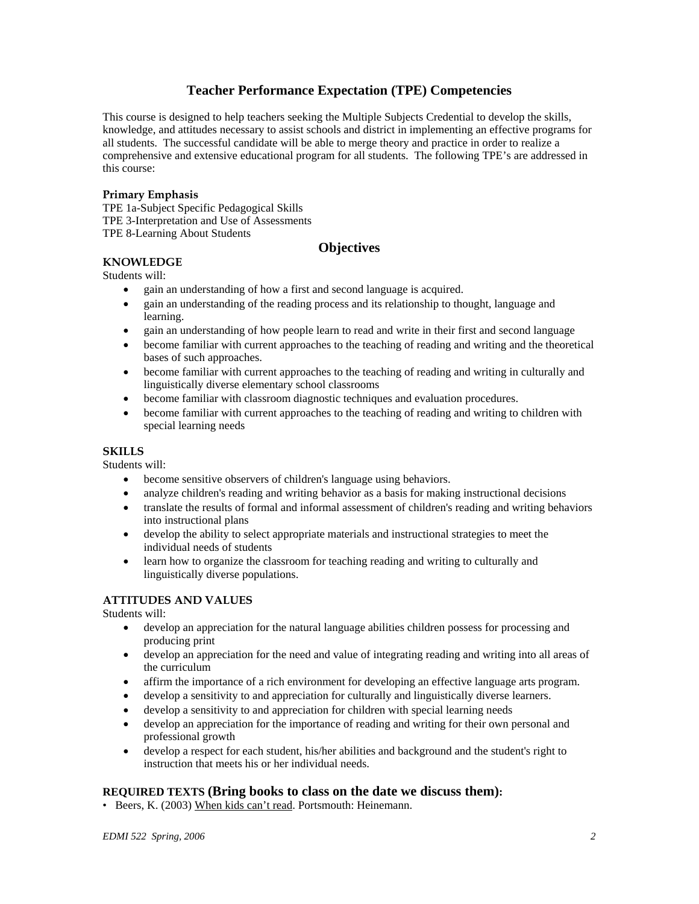## Teacher Performance Expectation (TPE) Competencies

This course is designed to help teachers seeking the Multiple Subjects Credential to develop the skills, knowledge, and attitudes necessary to assist schools and district in implementing an effective programs for all students. The successful candidate will be able to merge theory and practice in order to realize a comprehensive and extensive educational program for all students. The following TPE's are addressed in this course:

**Primary Emphasis**

TPE 1a-Subject Specific Pedagogical Skills
TPE 3-Interpretation and Use of Assessments
TPE 8-Learning About Students

## Objectives

**KNOWLEDGE**

Students will:

- gain an understanding of how a first and second language is acquired.
- gain an understanding of the reading process and its relationship to thought, language and learning.
- gain an understanding of how people learn to read and write in their first and second language
- become familiar with current approaches to the teaching of reading and writing and the theoretical bases of such approaches.
- become familiar with current approaches to the teaching of reading and writing in culturally and linguistically diverse elementary school classrooms
- become familiar with classroom diagnostic techniques and evaluation procedures.
- become familiar with current approaches to the teaching of reading and writing to children with special learning needs

**SKILLS**

Students will:

- become sensitive observers of children's language using behaviors.
- analyze children's reading and writing behavior as a basis for making instructional decisions
- translate the results of formal and informal assessment of children's reading and writing behaviors into instructional plans
- develop the ability to select appropriate materials and instructional strategies to meet the individual needs of students
- learn how to organize the classroom for teaching reading and writing to culturally and linguistically diverse populations.

**ATTITUDES AND VALUES**

Students will:

- develop an appreciation for the natural language abilities children possess for processing and producing print
- develop an appreciation for the need and value of integrating reading and writing into all areas of the curriculum
- affirm the importance of a rich environment for developing an effective language arts program.
- develop a sensitivity to and appreciation for culturally and linguistically diverse learners.
- develop a sensitivity to and appreciation for children with special learning needs
- develop an appreciation for the importance of reading and writing for their own personal and professional growth
- develop a respect for each student, his/her abilities and background and the student's right to instruction that meets his or her individual needs.

**REQUIRED TEXTS (Bring books to class on the date we discuss them):**

- Beers, K. (2003) When kids can't read. Portsmouth: Heinemann.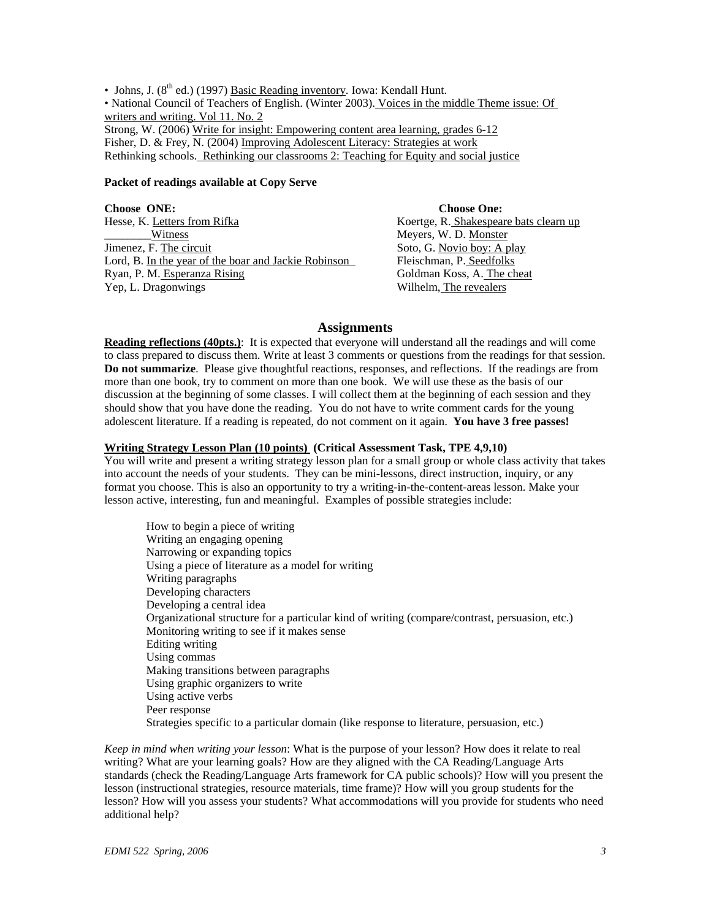- Johns, J. (8th ed.) (1997) Basic Reading inventory. Iowa: Kendall Hunt.
- National Council of Teachers of English. (Winter 2003). Voices in the middle Theme issue: Of writers and writing. Vol 11. No. 2

Strong, W. (2006) Write for insight: Empowering content area learning, grades 6-12
Fisher, D. & Frey, N. (2004) Improving Adolescent Literacy: Strategies at work
Rethinking schools. Rethinking our classrooms 2: Teaching for Equity and social justice

**Packet of readings available at Copy Serve**

**Choose ONE:**
Hesse, K. Letters from Rifka
________Witness
Jimenez, F. The circuit
Lord, B. In the year of the boar and Jackie Robinson
Ryan, P. M. Esperanza Rising
Yep, L. Dragonwings

**Choose One:**
Koertge, R. Shakespeare bats clearn up
Meyers, W. D. Monster
Soto, G. Novio boy: A play
Fleischman, P. Seedfolks
Goldman Koss, A. The cheat
Wilhelm, The revealers

## Assignments

**Reading reflections (40pts.)**: It is expected that everyone will understand all the readings and will come to class prepared to discuss them. Write at least 3 comments or questions from the readings for that session. **Do not summarize**. Please give thoughtful reactions, responses, and reflections. If the readings are from more than one book, try to comment on more than one book. We will use these as the basis of our discussion at the beginning of some classes. I will collect them at the beginning of each session and they should show that you have done the reading. You do not have to write comment cards for the young adolescent literature. If a reading is repeated, do not comment on it again. **You have 3 free passes!**

**Writing Strategy Lesson Plan (10 points) (Critical Assessment Task, TPE 4,9,10)**
You will write and present a writing strategy lesson plan for a small group or whole class activity that takes into account the needs of your students. They can be mini-lessons, direct instruction, inquiry, or any format you choose. This is also an opportunity to try a writing-in-the-content-areas lesson. Make your lesson active, interesting, fun and meaningful. Examples of possible strategies include:

How to begin a piece of writing
Writing an engaging opening
Narrowing or expanding topics
Using a piece of literature as a model for writing
Writing paragraphs
Developing characters
Developing a central idea
Organizational structure for a particular kind of writing (compare/contrast, persuasion, etc.)
Monitoring writing to see if it makes sense
Editing writing
Using commas
Making transitions between paragraphs
Using graphic organizers to write
Using active verbs
Peer response
Strategies specific to a particular domain (like response to literature, persuasion, etc.)

*Keep in mind when writing your lesson*: What is the purpose of your lesson? How does it relate to real writing? What are your learning goals? How are they aligned with the CA Reading/Language Arts standards (check the Reading/Language Arts framework for CA public schools)? How will you present the lesson (instructional strategies, resource materials, time frame)? How will you group students for the lesson? How will you assess your students? What accommodations will you provide for students who need additional help?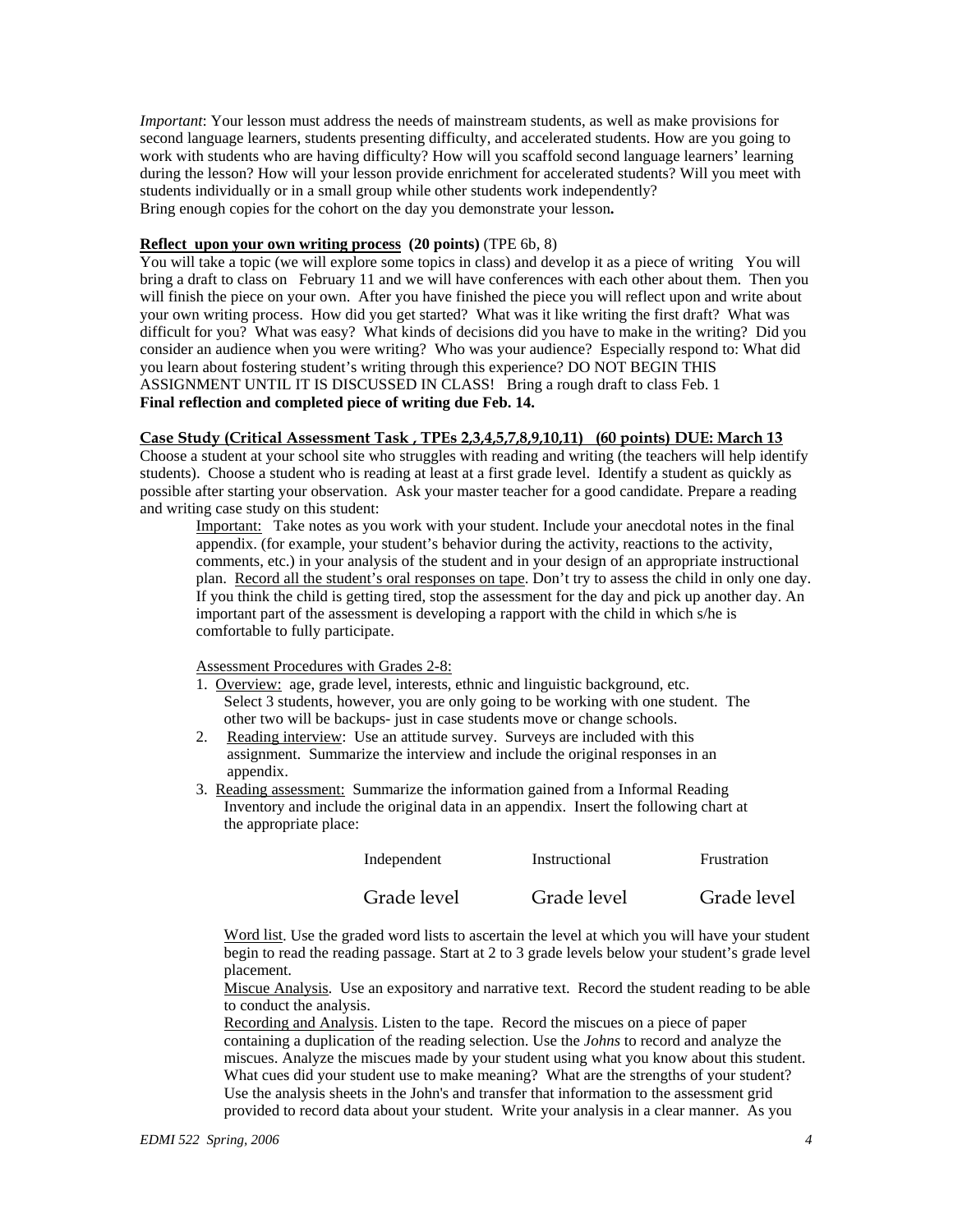*Important*: Your lesson must address the needs of mainstream students, as well as make provisions for second language learners, students presenting difficulty, and accelerated students. How are you going to work with students who are having difficulty? How will you scaffold second language learners' learning during the lesson? How will your lesson provide enrichment for accelerated students? Will you meet with students individually or in a small group while other students work independently?
Bring enough copies for the cohort on the day you demonstrate your lesson**.**

**<u>Reflect upon your own writing process</u> (20 points)** (TPE 6b, 8)
You will take a topic (we will explore some topics in class) and develop it as a piece of writing You will bring a draft to class on February 11 and we will have conferences with each other about them. Then you will finish the piece on your own. After you have finished the piece you will reflect upon and write about your own writing process. How did you get started? What was it like writing the first draft? What was difficult for you? What was easy? What kinds of decisions did you have to make in the writing? Did you consider an audience when you were writing? Who was your audience? Especially respond to: What did you learn about fostering student's writing through this experience? DO NOT BEGIN THIS ASSIGNMENT UNTIL IT IS DISCUSSED IN CLASS! Bring a rough draft to class Feb. 1
**Final reflection and completed piece of writing due Feb. 14.**

**<u>Case Study (Critical Assessment Task , TPEs 2,3,4,5,7,8,9,10,11) (60 points) DUE: March 13</u>**
Choose a student at your school site who struggles with reading and writing (the teachers will help identify students). Choose a student who is reading at least at a first grade level. Identify a student as quickly as possible after starting your observation. Ask your master teacher for a good candidate. Prepare a reading and writing case study on this student:

<u>Important:</u> Take notes as you work with your student. Include your anecdotal notes in the final appendix. (for example, your student's behavior during the activity, reactions to the activity, comments, etc.) in your analysis of the student and in your design of an appropriate instructional plan. <u>Record all the student's oral responses on tape</u>. Don't try to assess the child in only one day. If you think the child is getting tired, stop the assessment for the day and pick up another day. An important part of the assessment is developing a rapport with the child in which s/he is comfortable to fully participate.

<u>Assessment Procedures with Grades 2-8:</u>

1. <u>Overview:</u> age, grade level, interests, ethnic and linguistic background, etc. Select 3 students, however, you are only going to be working with one student. The other two will be backups- just in case students move or change schools.
2. <u>Reading interview</u>: Use an attitude survey. Surveys are included with this assignment. Summarize the interview and include the original responses in an appendix.
3. <u>Reading assessment:</u> Summarize the information gained from a Informal Reading Inventory and include the original data in an appendix. Insert the following chart at the appropriate place:

| Independent | Instructional | Frustration |
|---|---|---|
| Grade level | Grade level | Grade level |

<u>Word list</u>. Use the graded word lists to ascertain the level at which you will have your student begin to read the reading passage. Start at 2 to 3 grade levels below your student's grade level placement.
<u>Miscue Analysis</u>. Use an expository and narrative text. Record the student reading to be able to conduct the analysis.
<u>Recording and Analysis</u>. Listen to the tape. Record the miscues on a piece of paper containing a duplication of the reading selection. Use the *Johns* to record and analyze the miscues. Analyze the miscues made by your student using what you know about this student. What cues did your student use to make meaning? What are the strengths of your student? Use the analysis sheets in the John's and transfer that information to the assessment grid provided to record data about your student. Write your analysis in a clear manner. As you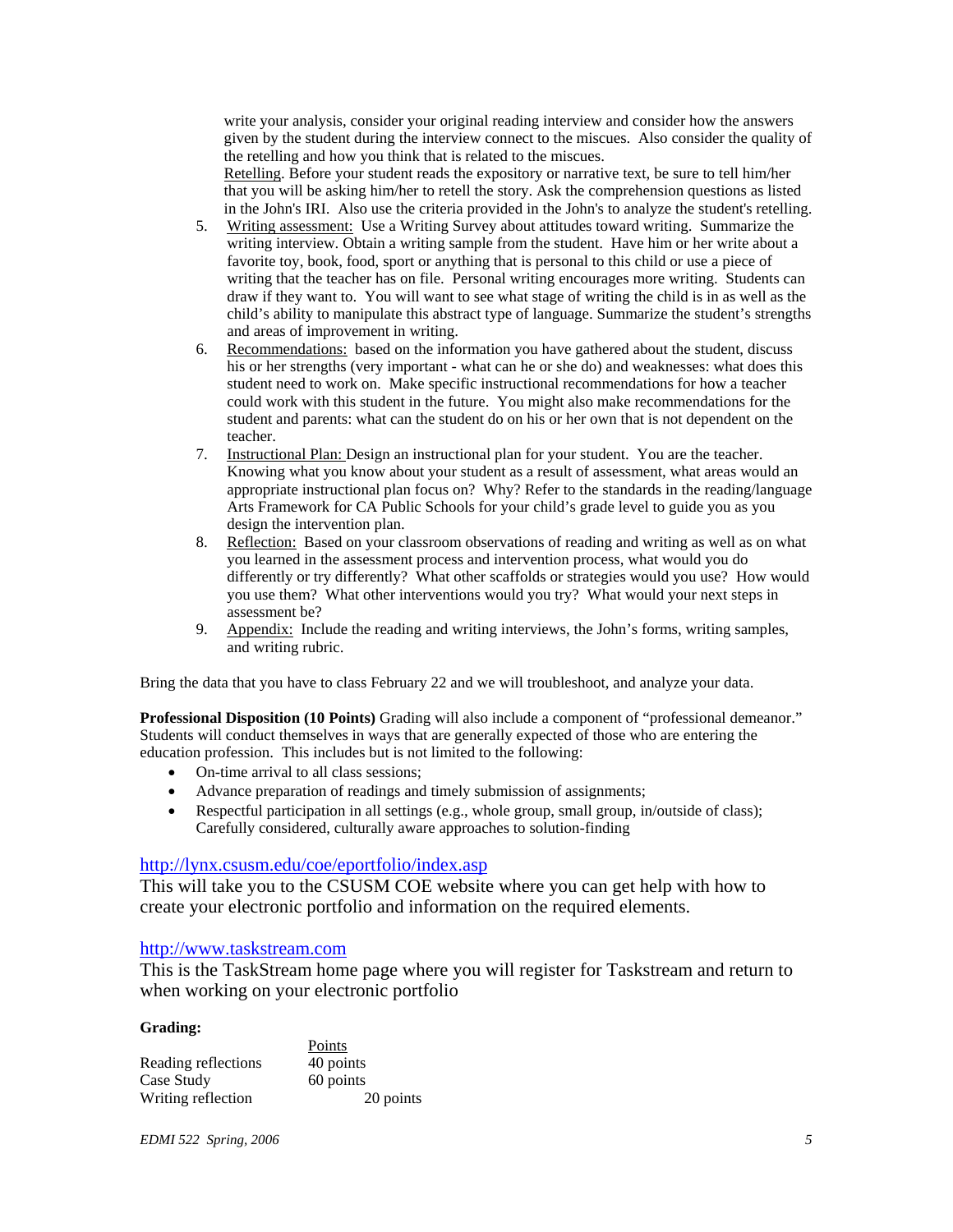write your analysis, consider your original reading interview and consider how the answers given by the student during the interview connect to the miscues. Also consider the quality of the retelling and how you think that is related to the miscues.

Retelling. Before your student reads the expository or narrative text, be sure to tell him/her that you will be asking him/her to retell the story. Ask the comprehension questions as listed in the John's IRI. Also use the criteria provided in the John's to analyze the student's retelling.

5. Writing assessment: Use a Writing Survey about attitudes toward writing. Summarize the writing interview. Obtain a writing sample from the student. Have him or her write about a favorite toy, book, food, sport or anything that is personal to this child or use a piece of writing that the teacher has on file. Personal writing encourages more writing. Students can draw if they want to. You will want to see what stage of writing the child is in as well as the child's ability to manipulate this abstract type of language. Summarize the student's strengths and areas of improvement in writing.
6. Recommendations: based on the information you have gathered about the student, discuss his or her strengths (very important - what can he or she do) and weaknesses: what does this student need to work on. Make specific instructional recommendations for how a teacher could work with this student in the future. You might also make recommendations for the student and parents: what can the student do on his or her own that is not dependent on the teacher.
7. Instructional Plan: Design an instructional plan for your student. You are the teacher. Knowing what you know about your student as a result of assessment, what areas would an appropriate instructional plan focus on? Why? Refer to the standards in the reading/language Arts Framework for CA Public Schools for your child's grade level to guide you as you design the intervention plan.
8. Reflection: Based on your classroom observations of reading and writing as well as on what you learned in the assessment process and intervention process, what would you do differently or try differently? What other scaffolds or strategies would you use? How would you use them? What other interventions would you try? What would your next steps in assessment be?
9. Appendix: Include the reading and writing interviews, the John's forms, writing samples, and writing rubric.

Bring the data that you have to class February 22 and we will troubleshoot, and analyze your data.

**Professional Disposition (10 Points)** Grading will also include a component of "professional demeanor." Students will conduct themselves in ways that are generally expected of those who are entering the education profession. This includes but is not limited to the following:

- On-time arrival to all class sessions;
- Advance preparation of readings and timely submission of assignments;
- Respectful participation in all settings (e.g., whole group, small group, in/outside of class); Carefully considered, culturally aware approaches to solution-finding

http://lynx.csusm.edu/coe/eportfolio/index.asp
This will take you to the CSUSM COE website where you can get help with how to create your electronic portfolio and information on the required elements.

http://www.taskstream.com
This is the TaskStream home page where you will register for Taskstream and return to when working on your electronic portfolio

**Grading:**

| | Points |
|---|---|
| Reading reflections | 40 points |
| Case Study | 60 points |
| Writing reflection | 20 points |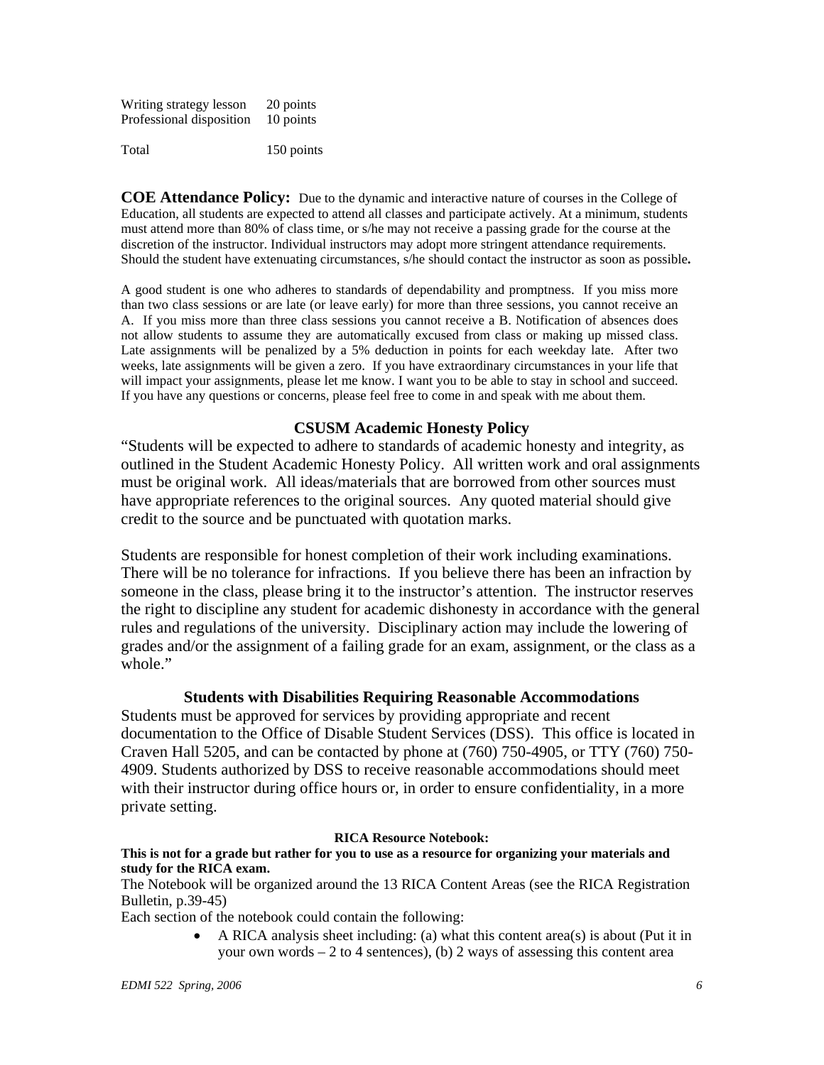| | |
|---|---|
| Writing strategy lesson | 20 points |
| Professional disposition | 10 points |
| Total | 150 points |

**COE Attendance Policy:** Due to the dynamic and interactive nature of courses in the College of Education, all students are expected to attend all classes and participate actively. At a minimum, students must attend more than 80% of class time, or s/he may not receive a passing grade for the course at the discretion of the instructor. Individual instructors may adopt more stringent attendance requirements. Should the student have extenuating circumstances, s/he should contact the instructor as soon as possible**.**

A good student is one who adheres to standards of dependability and promptness. If you miss more than two class sessions or are late (or leave early) for more than three sessions, you cannot receive an A. If you miss more than three class sessions you cannot receive a B. Notification of absences does not allow students to assume they are automatically excused from class or making up missed class. Late assignments will be penalized by a 5% deduction in points for each weekday late. After two weeks, late assignments will be given a zero. If you have extraordinary circumstances in your life that will impact your assignments, please let me know. I want you to be able to stay in school and succeed. If you have any questions or concerns, please feel free to come in and speak with me about them.

### CSUSM Academic Honesty Policy

"Students will be expected to adhere to standards of academic honesty and integrity, as outlined in the Student Academic Honesty Policy. All written work and oral assignments must be original work. All ideas/materials that are borrowed from other sources must have appropriate references to the original sources. Any quoted material should give credit to the source and be punctuated with quotation marks.

Students are responsible for honest completion of their work including examinations. There will be no tolerance for infractions. If you believe there has been an infraction by someone in the class, please bring it to the instructor's attention. The instructor reserves the right to discipline any student for academic dishonesty in accordance with the general rules and regulations of the university. Disciplinary action may include the lowering of grades and/or the assignment of a failing grade for an exam, assignment, or the class as a whole."

### Students with Disabilities Requiring Reasonable Accommodations

Students must be approved for services by providing appropriate and recent documentation to the Office of Disable Student Services (DSS). This office is located in Craven Hall 5205, and can be contacted by phone at (760) 750-4905, or TTY (760) 750-4909. Students authorized by DSS to receive reasonable accommodations should meet with their instructor during office hours or, in order to ensure confidentiality, in a more private setting.

**RICA Resource Notebook:**

**This is not for a grade but rather for you to use as a resource for organizing your materials and study for the RICA exam.**

The Notebook will be organized around the 13 RICA Content Areas (see the RICA Registration Bulletin, p.39-45)

Each section of the notebook could contain the following:

- A RICA analysis sheet including: (a) what this content area(s) is about (Put it in your own words – 2 to 4 sentences), (b) 2 ways of assessing this content area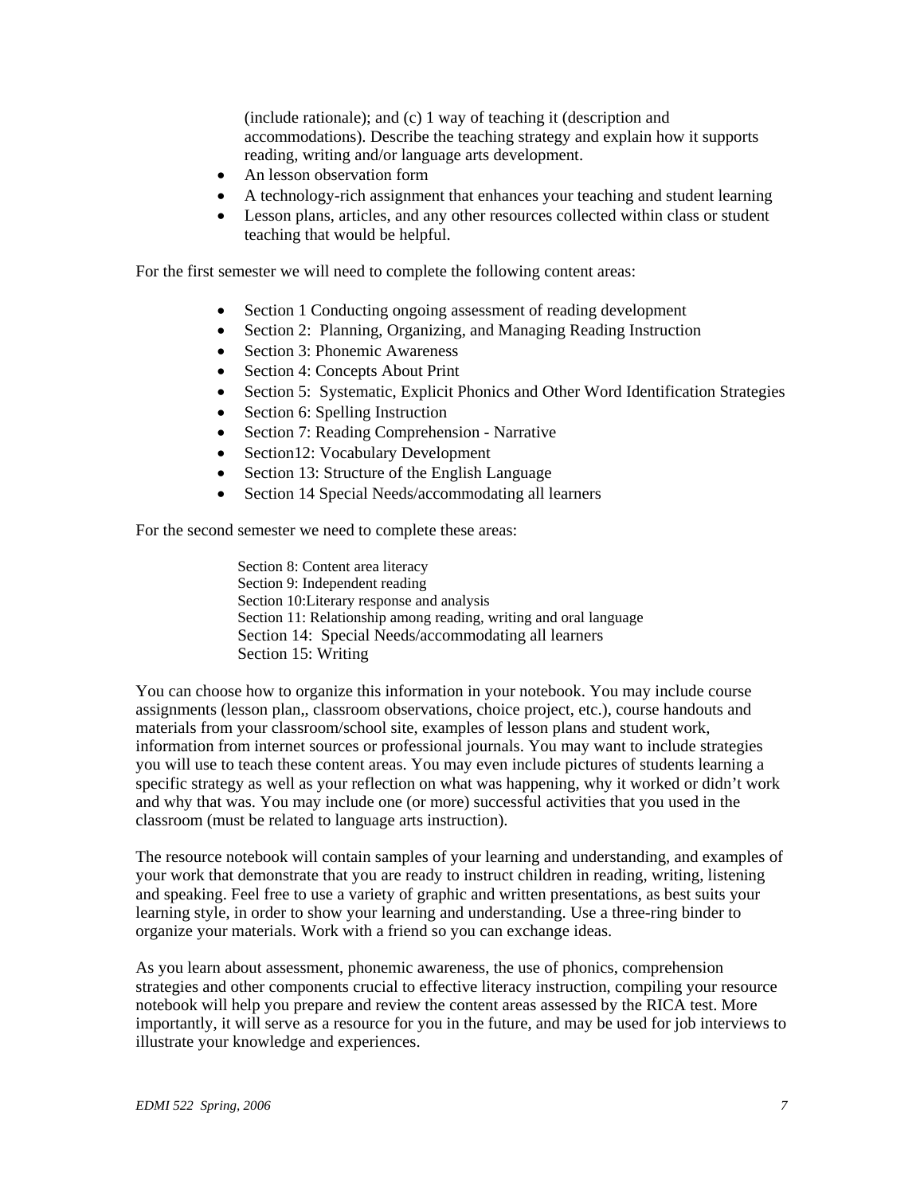(include rationale); and (c) 1 way of teaching it (description and accommodations). Describe the teaching strategy and explain how it supports reading, writing and/or language arts development.

- An lesson observation form
- A technology-rich assignment that enhances your teaching and student learning
- Lesson plans, articles, and any other resources collected within class or student teaching that would be helpful.

For the first semester we will need to complete the following content areas:

- Section 1 Conducting ongoing assessment of reading development
- Section 2: Planning, Organizing, and Managing Reading Instruction
- Section 3: Phonemic Awareness
- Section 4: Concepts About Print
- Section 5: Systematic, Explicit Phonics and Other Word Identification Strategies
- Section 6: Spelling Instruction
- Section 7: Reading Comprehension - Narrative
- Section12: Vocabulary Development
- Section 13: Structure of the English Language
- Section 14 Special Needs/accommodating all learners

For the second semester we need to complete these areas:

Section 8: Content area literacy
Section 9: Independent reading
Section 10:Literary response and analysis
Section 11: Relationship among reading, writing and oral language
Section 14: Special Needs/accommodating all learners
Section 15: Writing

You can choose how to organize this information in your notebook. You may include course assignments (lesson plan,, classroom observations, choice project, etc.), course handouts and materials from your classroom/school site, examples of lesson plans and student work, information from internet sources or professional journals. You may want to include strategies you will use to teach these content areas. You may even include pictures of students learning a specific strategy as well as your reflection on what was happening, why it worked or didn't work and why that was. You may include one (or more) successful activities that you used in the classroom (must be related to language arts instruction).

The resource notebook will contain samples of your learning and understanding, and examples of your work that demonstrate that you are ready to instruct children in reading, writing, listening and speaking. Feel free to use a variety of graphic and written presentations, as best suits your learning style, in order to show your learning and understanding. Use a three-ring binder to organize your materials. Work with a friend so you can exchange ideas.

As you learn about assessment, phonemic awareness, the use of phonics, comprehension strategies and other components crucial to effective literacy instruction, compiling your resource notebook will help you prepare and review the content areas assessed by the RICA test. More importantly, it will serve as a resource for you in the future, and may be used for job interviews to illustrate your knowledge and experiences.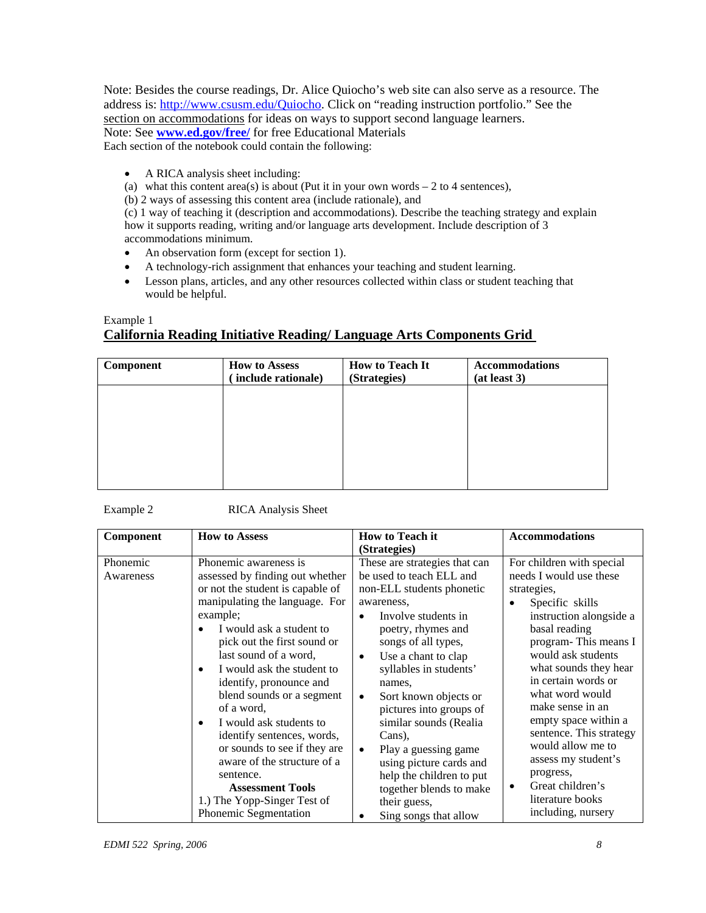Note: Besides the course readings, Dr. Alice Quiocho's web site can also serve as a resource. The address is: http://www.csusm.edu/Quiocho. Click on "reading instruction portfolio." See the section on accommodations for ideas on ways to support second language learners.
Note: See **www.ed.gov/free/** for free Educational Materials
Each section of the notebook could contain the following:

- A RICA analysis sheet including:
  (a) what this content area(s) is about (Put it in your own words – 2 to 4 sentences),
  (b) 2 ways of assessing this content area (include rationale), and
  (c) 1 way of teaching it (description and accommodations). Describe the teaching strategy and explain how it supports reading, writing and/or language arts development. Include description of 3 accommodations minimum.
- An observation form (except for section 1).
- A technology-rich assignment that enhances your teaching and student learning.
- Lesson plans, articles, and any other resources collected within class or student teaching that would be helpful.

Example 1

## California Reading Initiative Reading/ Language Arts Components Grid

| Component | How to Assess ( include rationale) | How to Teach It (Strategies) | Accommodations (at least 3) |
|---|---|---|---|
| | | | |

Example 2 RICA Analysis Sheet

| Component | How to Assess | How to Teach it (Strategies) | Accommodations |
|---|---|---|---|
| Phonemic Awareness | Phonemic awareness is assessed by finding out whether or not the student is capable of manipulating the language. For example;<br>• I would ask a student to pick out the first sound or last sound of a word,<br>• I would ask the student to identify, pronounce and blend sounds or a segment of a word,<br>• I would ask students to identify sentences, words, or sounds to see if they are aware of the structure of a sentence.<br>**Assessment Tools**<br>1.) The Yopp-Singer Test of Phonemic Segmentation | These are strategies that can be used to teach ELL and non-ELL students phonetic awareness,<br>• Involve students in poetry, rhymes and songs of all types,<br>• Use a chant to clap syllables in students' names,<br>• Sort known objects or pictures into groups of similar sounds (Realia Cans),<br>• Play a guessing game using picture cards and help the children to put together blends to make their guess,<br>• Sing songs that allow | For children with special needs I would use these strategies,<br>• Specific skills instruction alongside a basal reading program- This means I would ask students what sounds they hear in certain words or what word would make sense in an empty space within a sentence. This strategy would allow me to assess my student's progress,<br>• Great children's literature books including, nursery |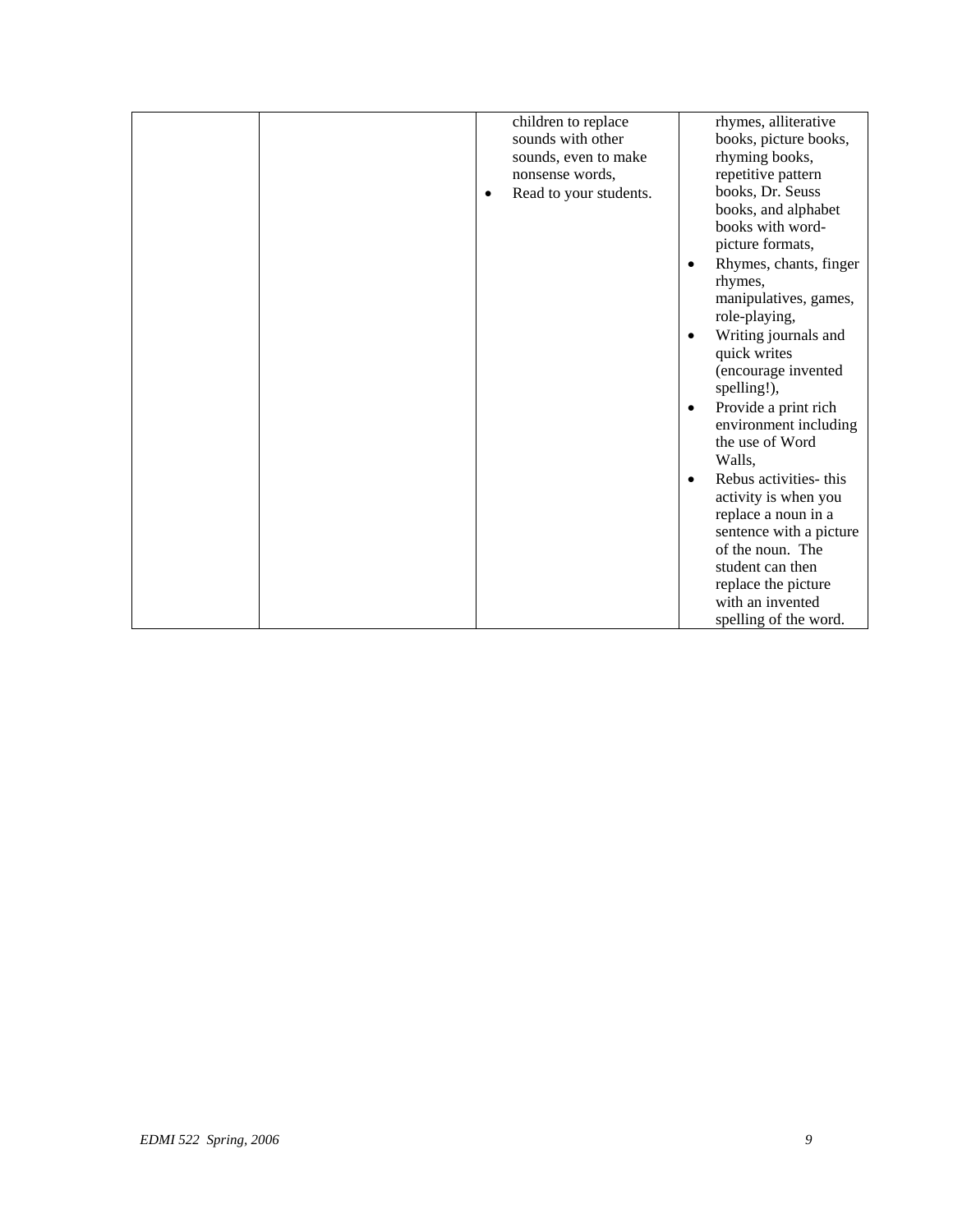|  |  | children to replace sounds with other sounds, even to make nonsense words,<br>• Read to your students. | rhymes, alliterative books, picture books, rhyming books, repetitive pattern books, Dr. Seuss books, and alphabet books with word-picture formats,<br>• Rhymes, chants, finger rhymes, manipulatives, games, role-playing,<br>• Writing journals and quick writes (encourage invented spelling!),<br>• Provide a print rich environment including the use of Word Walls,<br>• Rebus activities- this activity is when you replace a noun in a sentence with a picture of the noun. The student can then replace the picture with an invented spelling of the word. |
|---|---|---|---|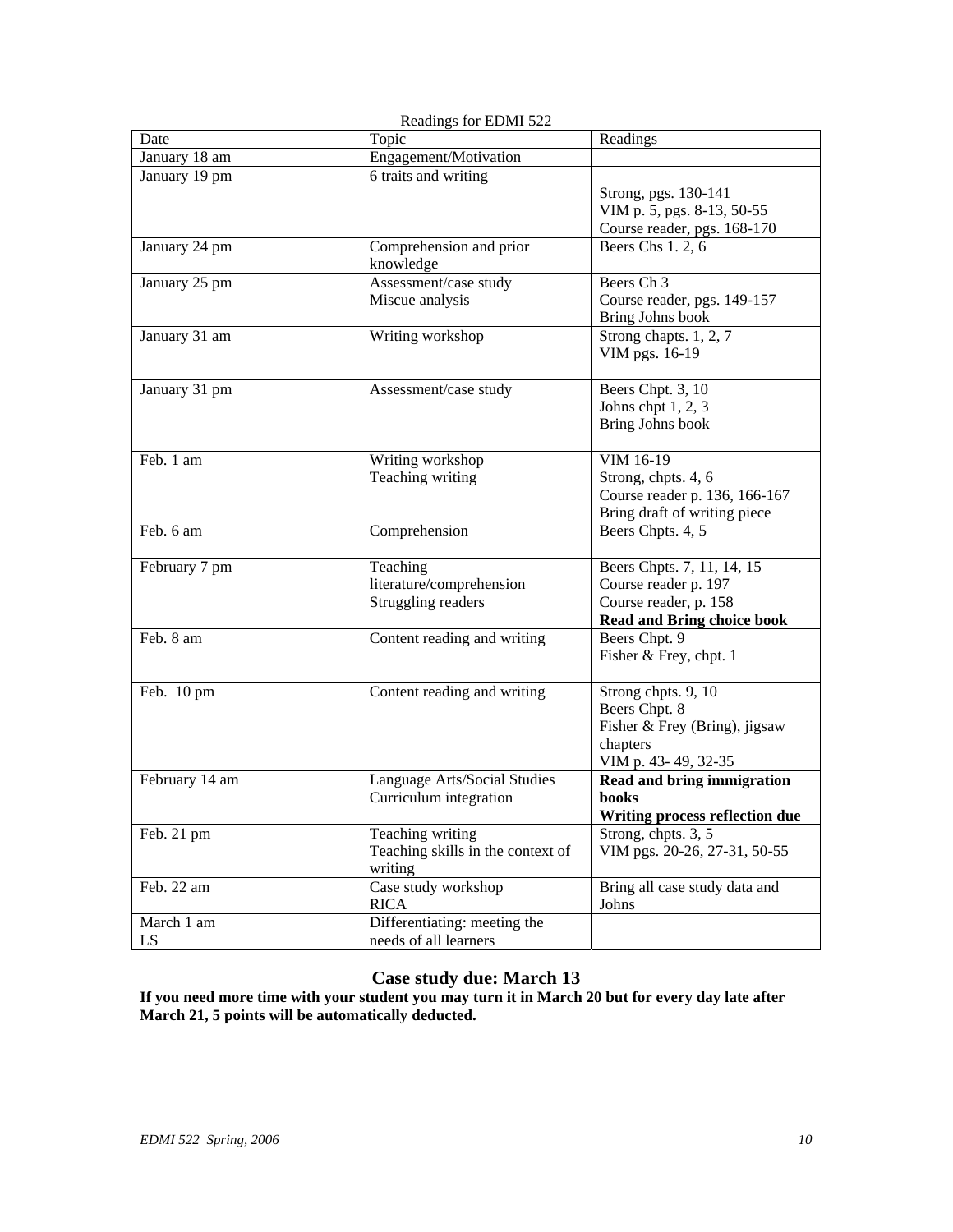Readings for EDMI 522

| Date | Topic | Readings |
|---|---|---|
| January 18 am | Engagement/Motivation | |
| January 19 pm | 6 traits and writing | Strong, pgs. 130-141<br>VIM p. 5, pgs. 8-13, 50-55<br>Course reader, pgs. 168-170 |
| January 24 pm | Comprehension and prior knowledge | Beers Chs 1. 2, 6 |
| January 25 pm | Assessment/case study<br>Miscue analysis | Beers Ch 3<br>Course reader, pgs. 149-157<br>Bring Johns book |
| January 31 am | Writing workshop | Strong chapts. 1, 2, 7<br>VIM pgs. 16-19 |
| January 31 pm | Assessment/case study | Beers Chpt. 3, 10<br>Johns chpt 1, 2, 3<br>Bring Johns book |
| Feb. 1 am | Writing workshop<br>Teaching writing | VIM 16-19<br>Strong, chpts. 4, 6<br>Course reader p. 136, 166-167<br>Bring draft of writing piece |
| Feb. 6 am | Comprehension | Beers Chpts. 4, 5 |
| February 7 pm | Teaching literature/comprehension<br>Struggling readers | Beers Chpts. 7, 11, 14, 15<br>Course reader p. 197<br>Course reader, p. 158<br>**Read and Bring choice book** |
| Feb. 8 am | Content reading and writing | Beers Chpt. 9<br>Fisher & Frey, chpt. 1 |
| Feb. 10 pm | Content reading and writing | Strong chpts. 9, 10<br>Beers Chpt. 8<br>Fisher & Frey (Bring), jigsaw chapters<br>VIM p. 43- 49, 32-35 |
| February 14 am | Language Arts/Social Studies Curriculum integration | **Read and bring immigration books**<br>**Writing process reflection due** |
| Feb. 21 pm | Teaching writing<br>Teaching skills in the context of writing | Strong, chpts. 3, 5<br>VIM pgs. 20-26, 27-31, 50-55 |
| Feb. 22 am | Case study workshop<br>RICA | Bring all case study data and Johns |
| March 1 am<br>LS | Differentiating: meeting the needs of all learners | |

## Case study due: March 13

**If you need more time with your student you may turn it in March 20 but for every day late after March 21, 5 points will be automatically deducted.**